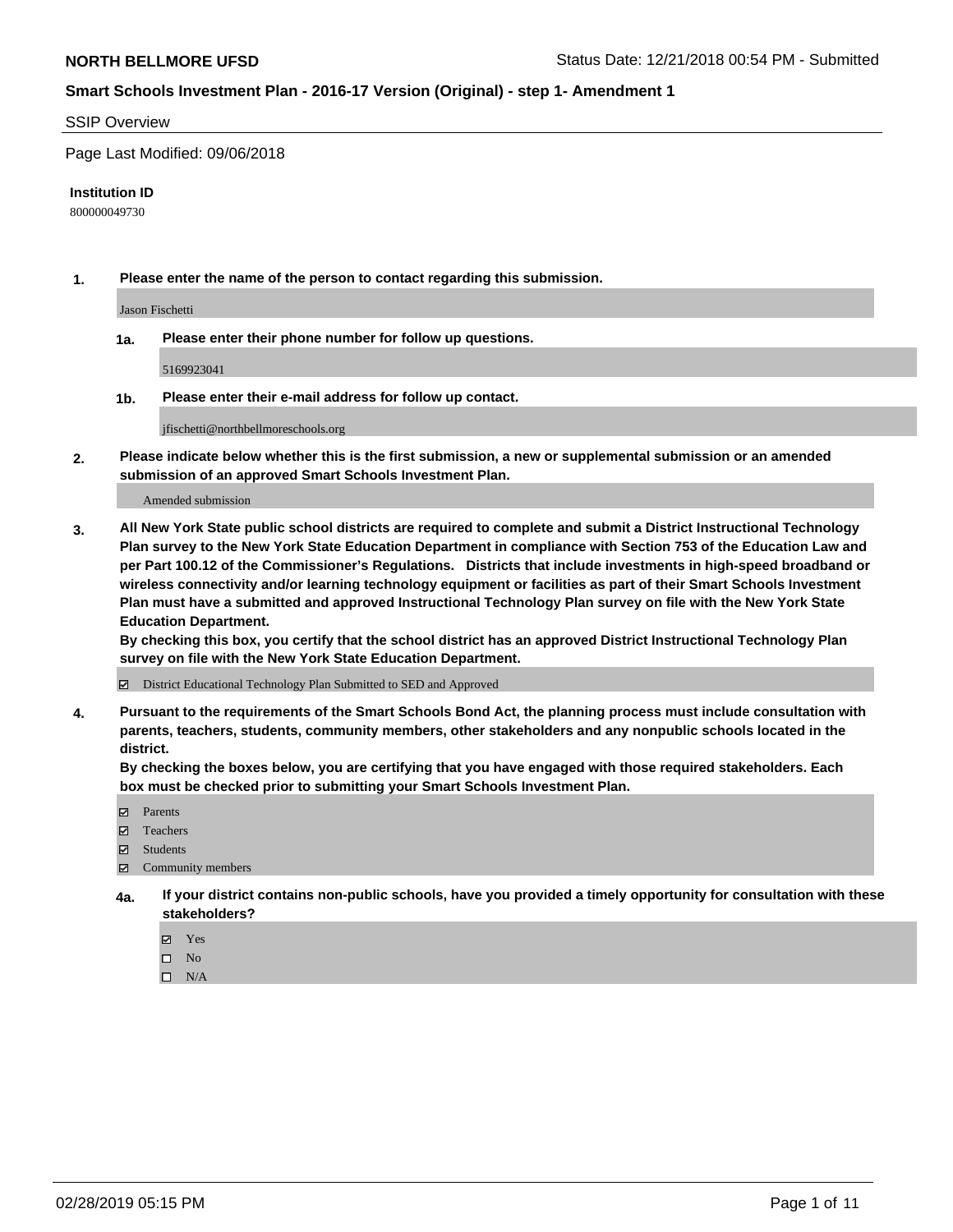**NORTH BELLMORE UFSD** Status Date: 12/21/2018 00:54 PM - Submitted

**Smart Schools Investment Plan - 2016-17 Version (Original) - step 1- Amendment 1**

SSIP Overview

Page Last Modified: 09/06/2018

**Institution ID**

800000049730

**1. Please enter the name of the person to contact regarding this submission.**

Jason Fischetti

**1a. Please enter their phone number for follow up questions.**

5169923041

**1b. Please enter their e-mail address for follow up contact.**

jfischetti@northbellmoreschools.org

**2. Please indicate below whether this is the first submission, a new or supplemental submission or an amended submission of an approved Smart Schools Investment Plan.**

Amended submission

**3. All New York State public school districts are required to complete and submit a District Instructional Technology Plan survey to the New York State Education Department in compliance with Section 753 of the Education Law and per Part 100.12 of the Commissioner's Regulations. Districts that include investments in high-speed broadband or wireless connectivity and/or learning technology equipment or facilities as part of their Smart Schools Investment Plan must have a submitted and approved Instructional Technology Plan survey on file with the New York State Education Department.**
**By checking this box, you certify that the school district has an approved District Instructional Technology Plan survey on file with the New York State Education Department.**

☑ District Educational Technology Plan Submitted to SED and Approved

**4. Pursuant to the requirements of the Smart Schools Bond Act, the planning process must include consultation with parents, teachers, students, community members, other stakeholders and any nonpublic schools located in the district.**
**By checking the boxes below, you are certifying that you have engaged with those required stakeholders. Each box must be checked prior to submitting your Smart Schools Investment Plan.**

☑ Parents
☑ Teachers
☑ Students
☑ Community members

**4a. If your district contains non-public schools, have you provided a timely opportunity for consultation with these stakeholders?**

☑ Yes
☐ No
☐ N/A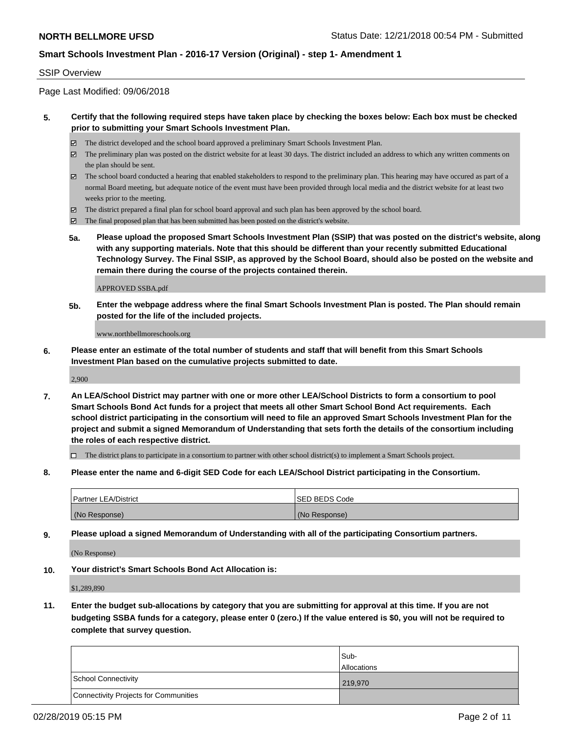SSIP Overview

Page Last Modified: 09/06/2018

**5. Certify that the following required steps have taken place by checking the boxes below: Each box must be checked prior to submitting your Smart Schools Investment Plan.**

- ☑ The district developed and the school board approved a preliminary Smart Schools Investment Plan.
- ☑ The preliminary plan was posted on the district website for at least 30 days. The district included an address to which any written comments on the plan should be sent.
- ☑ The school board conducted a hearing that enabled stakeholders to respond to the preliminary plan. This hearing may have occured as part of a normal Board meeting, but adequate notice of the event must have been provided through local media and the district website for at least two weeks prior to the meeting.
- ☑ The district prepared a final plan for school board approval and such plan has been approved by the school board.
- ☑ The final proposed plan that has been submitted has been posted on the district's website.

**5a. Please upload the proposed Smart Schools Investment Plan (SSIP) that was posted on the district's website, along with any supporting materials. Note that this should be different than your recently submitted Educational Technology Survey. The Final SSIP, as approved by the School Board, should also be posted on the website and remain there during the course of the projects contained therein.**

APPROVED SSBA.pdf

**5b. Enter the webpage address where the final Smart Schools Investment Plan is posted. The Plan should remain posted for the life of the included projects.**

www.northbellmoreschools.org

**6. Please enter an estimate of the total number of students and staff that will benefit from this Smart Schools Investment Plan based on the cumulative projects submitted to date.**

2,900

**7. An LEA/School District may partner with one or more other LEA/School Districts to form a consortium to pool Smart Schools Bond Act funds for a project that meets all other Smart School Bond Act requirements. Each school district participating in the consortium will need to file an approved Smart Schools Investment Plan for the project and submit a signed Memorandum of Understanding that sets forth the details of the consortium including the roles of each respective district.**

- ☐ The district plans to participate in a consortium to partner with other school district(s) to implement a Smart Schools project.

**8. Please enter the name and 6-digit SED Code for each LEA/School District participating in the Consortium.**

| Partner LEA/District | SED BEDS Code |
|---|---|
| (No Response) | (No Response) |

**9. Please upload a signed Memorandum of Understanding with all of the participating Consortium partners.**

(No Response)

**10. Your district's Smart Schools Bond Act Allocation is:**

$1,289,890

**11. Enter the budget sub-allocations by category that you are submitting for approval at this time. If you are not budgeting SSBA funds for a category, please enter 0 (zero.) If the value entered is $0, you will not be required to complete that survey question.**

| | Sub-Allocations |
|---|---|
| School Connectivity | 219,970 |
| Connectivity Projects for Communities | |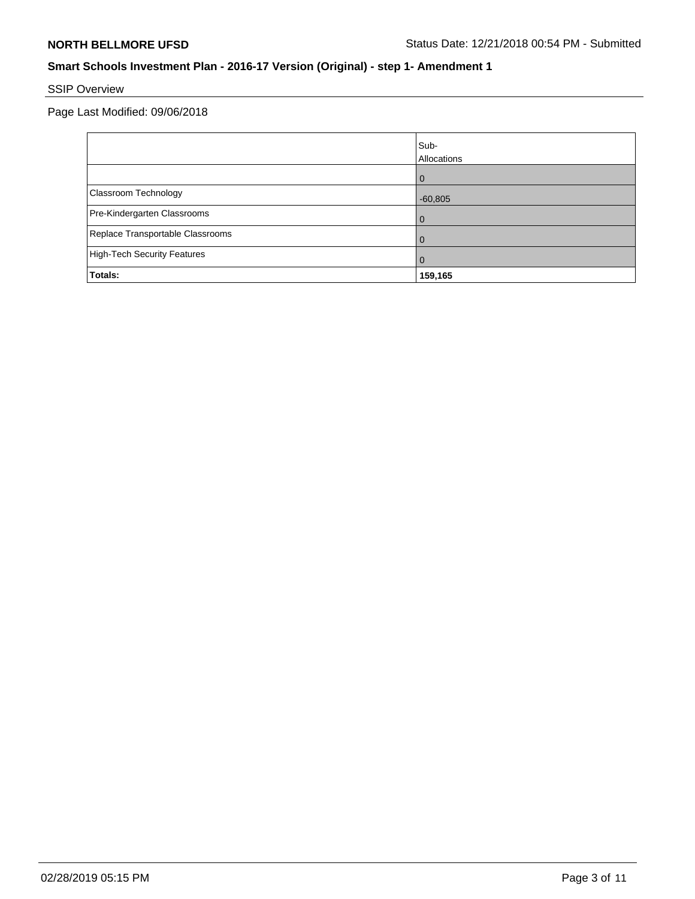**NORTH BELLMORE UFSD** Status Date: 12/21/2018 00:54 PM - Submitted

**Smart Schools Investment Plan - 2016-17 Version (Original) - step 1- Amendment 1**

SSIP Overview

Page Last Modified: 09/06/2018

| | Sub-Allocations |
|---|---|
| | 0 |
| Classroom Technology | -60,805 |
| Pre-Kindergarten Classrooms | 0 |
| Replace Transportable Classrooms | 0 |
| High-Tech Security Features | 0 |
| **Totals:** | **159,165** |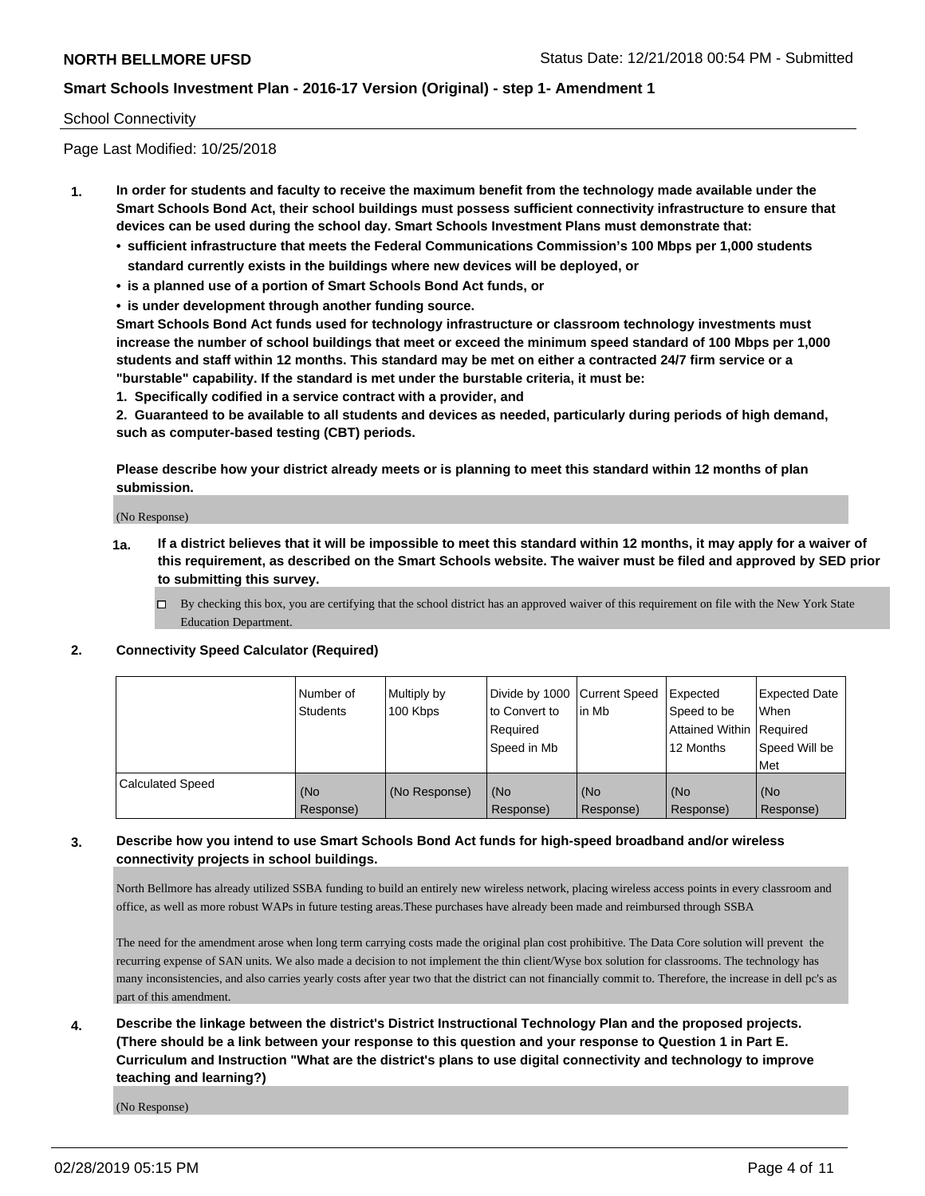School Connectivity

Page Last Modified: 10/25/2018

**1. In order for students and faculty to receive the maximum benefit from the technology made available under the Smart Schools Bond Act, their school buildings must possess sufficient connectivity infrastructure to ensure that devices can be used during the school day. Smart Schools Investment Plans must demonstrate that:**

- **sufficient infrastructure that meets the Federal Communications Commission's 100 Mbps per 1,000 students standard currently exists in the buildings where new devices will be deployed, or**
- **is a planned use of a portion of Smart Schools Bond Act funds, or**
- **is under development through another funding source.**

**Smart Schools Bond Act funds used for technology infrastructure or classroom technology investments must increase the number of school buildings that meet or exceed the minimum speed standard of 100 Mbps per 1,000 students and staff within 12 months. This standard may be met on either a contracted 24/7 firm service or a "burstable" capability. If the standard is met under the burstable criteria, it must be:**

**1. Specifically codified in a service contract with a provider, and**

**2. Guaranteed to be available to all students and devices as needed, particularly during periods of high demand, such as computer-based testing (CBT) periods.**

**Please describe how your district already meets or is planning to meet this standard within 12 months of plan submission.**

(No Response)

**1a. If a district believes that it will be impossible to meet this standard within 12 months, it may apply for a waiver of this requirement, as described on the Smart Schools website. The waiver must be filed and approved by SED prior to submitting this survey.**

☐ By checking this box, you are certifying that the school district has an approved waiver of this requirement on file with the New York State Education Department.

**2. Connectivity Speed Calculator (Required)**

| | Number of Students | Multiply by 100 Kbps | Divide by 1000 to Convert to Required Speed in Mb | Current Speed in Mb | Expected Speed to be Attained Within 12 Months | Expected Date When Required Speed Will be Met |
|---|---|---|---|---|---|---|
| Calculated Speed | (No Response) | (No Response) | (No Response) | (No Response) | (No Response) | (No Response) |

**3. Describe how you intend to use Smart Schools Bond Act funds for high-speed broadband and/or wireless connectivity projects in school buildings.**

North Bellmore has already utilized SSBA funding to build an entirely new wireless network, placing wireless access points in every classroom and office, as well as more robust WAPs in future testing areas.These purchases have already been made and reimbursed through SSBA

The need for the amendment arose when long term carrying costs made the original plan cost prohibitive. The Data Core solution will prevent the recurring expense of SAN units. We also made a decision to not implement the thin client/Wyse box solution for classrooms. The technology has many inconsistencies, and also carries yearly costs after year two that the district can not financially commit to. Therefore, the increase in dell pc's as part of this amendment.

**4. Describe the linkage between the district's District Instructional Technology Plan and the proposed projects. (There should be a link between your response to this question and your response to Question 1 in Part E. Curriculum and Instruction "What are the district's plans to use digital connectivity and technology to improve teaching and learning?)**

(No Response)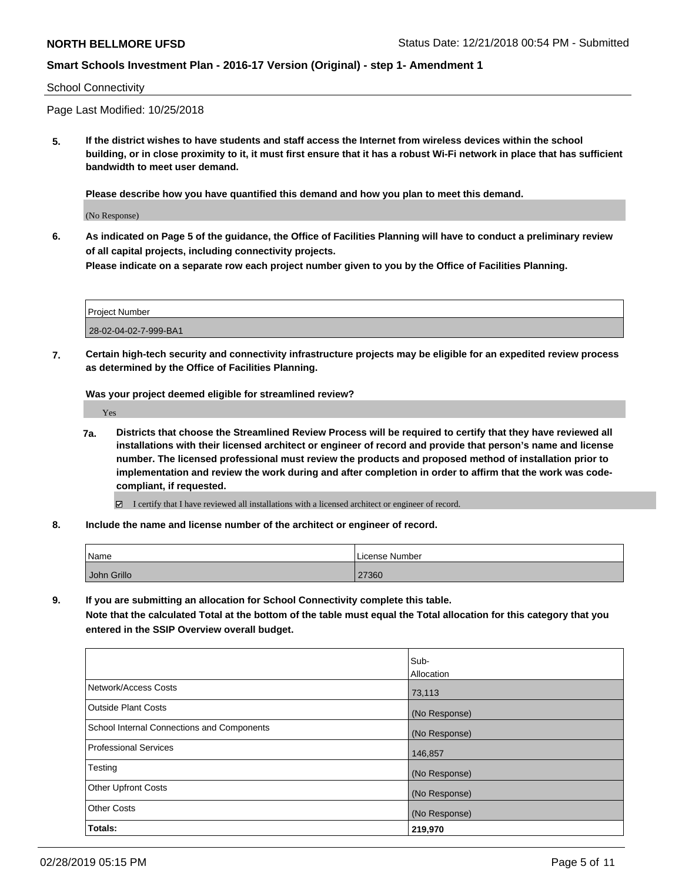School Connectivity

Page Last Modified: 10/25/2018

**5. If the district wishes to have students and staff access the Internet from wireless devices within the school building, or in close proximity to it, it must first ensure that it has a robust Wi-Fi network in place that has sufficient bandwidth to meet user demand.**

**Please describe how you have quantified this demand and how you plan to meet this demand.**

(No Response)

**6. As indicated on Page 5 of the guidance, the Office of Facilities Planning will have to conduct a preliminary review of all capital projects, including connectivity projects.**

**Please indicate on a separate row each project number given to you by the Office of Facilities Planning.**

| Project Number |
|---|
| 28-02-04-02-7-999-BA1 |

**7. Certain high-tech security and connectivity infrastructure projects may be eligible for an expedited review process as determined by the Office of Facilities Planning.**

**Was your project deemed eligible for streamlined review?**

Yes

**7a. Districts that choose the Streamlined Review Process will be required to certify that they have reviewed all installations with their licensed architect or engineer of record and provide that person's name and license number. The licensed professional must review the products and proposed method of installation prior to implementation and review the work during and after completion in order to affirm that the work was code-compliant, if requested.**

☑ I certify that I have reviewed all installations with a licensed architect or engineer of record.

**8. Include the name and license number of the architect or engineer of record.**

| Name | License Number |
|---|---|
| John Grillo | 27360 |

**9. If you are submitting an allocation for School Connectivity complete this table.**
**Note that the calculated Total at the bottom of the table must equal the Total allocation for this category that you entered in the SSIP Overview overall budget.**

| | Sub-Allocation |
|---|---|
| Network/Access Costs | 73,113 |
| Outside Plant Costs | (No Response) |
| School Internal Connections and Components | (No Response) |
| Professional Services | 146,857 |
| Testing | (No Response) |
| Other Upfront Costs | (No Response) |
| Other Costs | (No Response) |
| **Totals:** | **219,970** |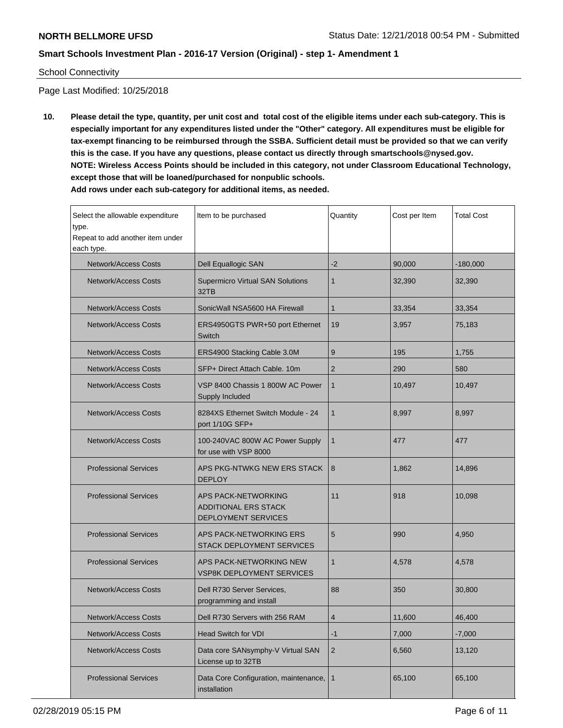School Connectivity

Page Last Modified: 10/25/2018

**10. Please detail the type, quantity, per unit cost and total cost of the eligible items under each sub-category. This is especially important for any expenditures listed under the "Other" category. All expenditures must be eligible for tax-exempt financing to be reimbursed through the SSBA. Sufficient detail must be provided so that we can verify this is the case. If you have any questions, please contact us directly through smartschools@nysed.gov.**
**NOTE: Wireless Access Points should be included in this category, not under Classroom Educational Technology, except those that will be loaned/purchased for nonpublic schools.**
**Add rows under each sub-category for additional items, as needed.**

| Select the allowable expenditure type. Repeat to add another item under each type. | Item to be purchased | Quantity | Cost per Item | Total Cost |
|---|---|---|---|---|
| Network/Access Costs | Dell Equallogic SAN | -2 | 90,000 | -180,000 |
| Network/Access Costs | Supermicro Virtual SAN Solutions 32TB | 1 | 32,390 | 32,390 |
| Network/Access Costs | SonicWall NSA5600 HA Firewall | 1 | 33,354 | 33,354 |
| Network/Access Costs | ERS4950GTS PWR+50 port Ethernet Switch | 19 | 3,957 | 75,183 |
| Network/Access Costs | ERS4900 Stacking Cable 3.0M | 9 | 195 | 1,755 |
| Network/Access Costs | SFP+ Direct Attach Cable. 10m | 2 | 290 | 580 |
| Network/Access Costs | VSP 8400 Chassis 1 800W AC Power Supply Included | 1 | 10,497 | 10,497 |
| Network/Access Costs | 8284XS Ethernet Switch Module - 24 port 1/10G SFP+ | 1 | 8,997 | 8,997 |
| Network/Access Costs | 100-240VAC 800W AC Power Supply for use with VSP 8000 | 1 | 477 | 477 |
| Professional Services | APS PKG-NTWKG NEW ERS STACK DEPLOY | 8 | 1,862 | 14,896 |
| Professional Services | APS PACK-NETWORKING ADDITIONAL ERS STACK DEPLOYMENT SERVICES | 11 | 918 | 10,098 |
| Professional Services | APS PACK-NETWORKING ERS STACK DEPLOYMENT SERVICES | 5 | 990 | 4,950 |
| Professional Services | APS PACK-NETWORKING NEW VSP8K DEPLOYMENT SERVICES | 1 | 4,578 | 4,578 |
| Network/Access Costs | Dell R730 Server Services, programming and install | 88 | 350 | 30,800 |
| Network/Access Costs | Dell R730 Servers with 256 RAM | 4 | 11,600 | 46,400 |
| Network/Access Costs | Head Switch for VDI | -1 | 7,000 | -7,000 |
| Network/Access Costs | Data core SANsymphy-V Virtual SAN License up to 32TB | 2 | 6,560 | 13,120 |
| Professional Services | Data Core Configuration, maintenance, installation | 1 | 65,100 | 65,100 |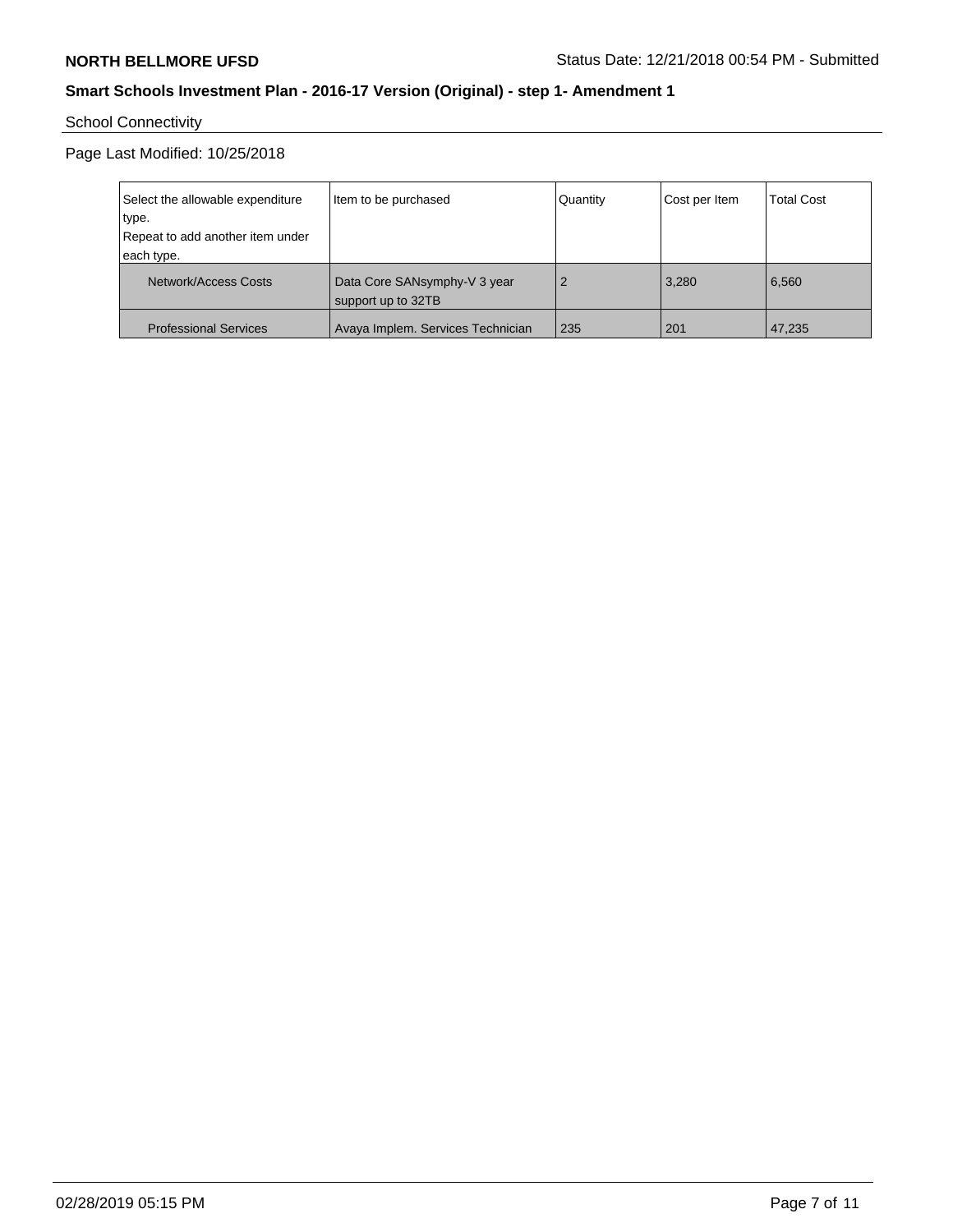School Connectivity

Page Last Modified: 10/25/2018

| Select the allowable expenditure type.<br>Repeat to add another item under each type. | Item to be purchased | Quantity | Cost per Item | Total Cost |
|---|---|---|---|---|
| Network/Access Costs | Data Core SANsymphy-V 3 year support up to 32TB | 2 | 3,280 | 6,560 |
| Professional Services | Avaya Implem. Services Technician | 235 | 201 | 47,235 |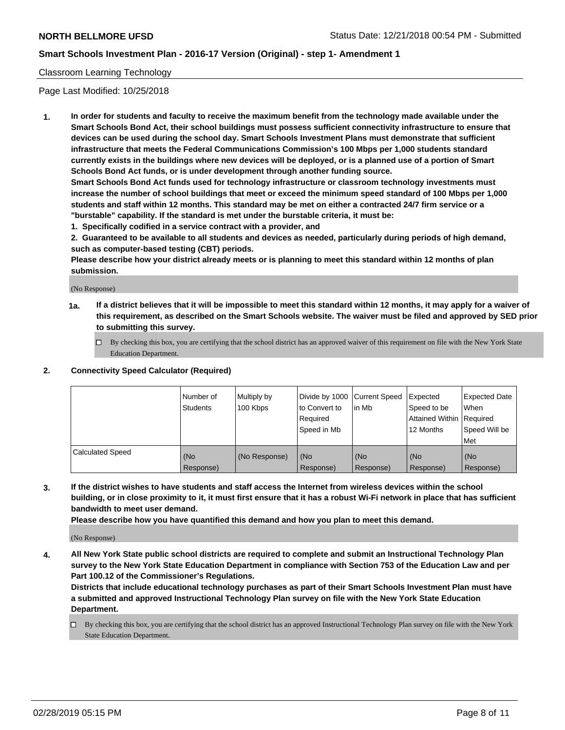Classroom Learning Technology

Page Last Modified: 10/25/2018

**1. In order for students and faculty to receive the maximum benefit from the technology made available under the Smart Schools Bond Act, their school buildings must possess sufficient connectivity infrastructure to ensure that devices can be used during the school day. Smart Schools Investment Plans must demonstrate that sufficient infrastructure that meets the Federal Communications Commission's 100 Mbps per 1,000 students standard currently exists in the buildings where new devices will be deployed, or is a planned use of a portion of Smart Schools Bond Act funds, or is under development through another funding source.**

**Smart Schools Bond Act funds used for technology infrastructure or classroom technology investments must increase the number of school buildings that meet or exceed the minimum speed standard of 100 Mbps per 1,000 students and staff within 12 months. This standard may be met on either a contracted 24/7 firm service or a "burstable" capability. If the standard is met under the burstable criteria, it must be:**

**1. Specifically codified in a service contract with a provider, and**

**2. Guaranteed to be available to all students and devices as needed, particularly during periods of high demand, such as computer-based testing (CBT) periods.**

**Please describe how your district already meets or is planning to meet this standard within 12 months of plan submission.**

(No Response)

**1a. If a district believes that it will be impossible to meet this standard within 12 months, it may apply for a waiver of this requirement, as described on the Smart Schools website. The waiver must be filed and approved by SED prior to submitting this survey.**

☐ By checking this box, you are certifying that the school district has an approved waiver of this requirement on file with the New York State Education Department.

**2. Connectivity Speed Calculator (Required)**

| | Number of Students | Multiply by 100 Kbps | Divide by 1000 to Convert to Required Speed in Mb | Current Speed in Mb | Expected Speed to be Attained Within 12 Months | Expected Date When Required Speed Will be Met |
|---|---|---|---|---|---|---|
| Calculated Speed | (No Response) | (No Response) | (No Response) | (No Response) | (No Response) | (No Response) |

**3. If the district wishes to have students and staff access the Internet from wireless devices within the school building, or in close proximity to it, it must first ensure that it has a robust Wi-Fi network in place that has sufficient bandwidth to meet user demand.**

**Please describe how you have quantified this demand and how you plan to meet this demand.**

(No Response)

**4. All New York State public school districts are required to complete and submit an Instructional Technology Plan survey to the New York State Education Department in compliance with Section 753 of the Education Law and per Part 100.12 of the Commissioner's Regulations.**

**Districts that include educational technology purchases as part of their Smart Schools Investment Plan must have a submitted and approved Instructional Technology Plan survey on file with the New York State Education Department.**

☐ By checking this box, you are certifying that the school district has an approved Instructional Technology Plan survey on file with the New York State Education Department.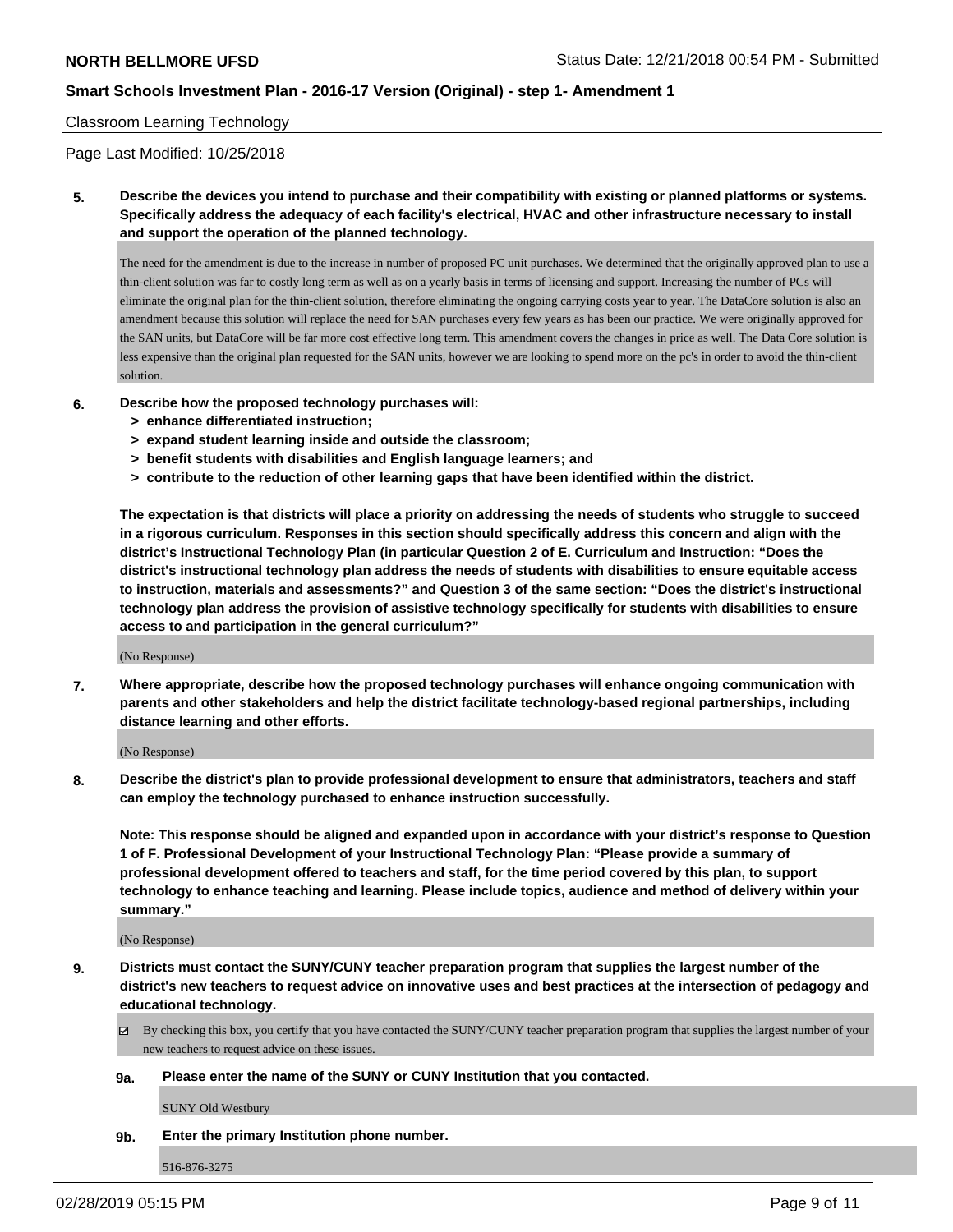Classroom Learning Technology

Page Last Modified: 10/25/2018

**5. Describe the devices you intend to purchase and their compatibility with existing or planned platforms or systems. Specifically address the adequacy of each facility's electrical, HVAC and other infrastructure necessary to install and support the operation of the planned technology.**

The need for the amendment is due to the increase in number of proposed PC unit purchases. We determined that the originally approved plan to use a thin-client solution was far to costly long term as well as on a yearly basis in terms of licensing and support. Increasing the number of PCs will eliminate the original plan for the thin-client solution, therefore eliminating the ongoing carrying costs year to year. The DataCore solution is also an amendment because this solution will replace the need for SAN purchases every few years as has been our practice. We were originally approved for the SAN units, but DataCore will be far more cost effective long term. This amendment covers the changes in price as well. The Data Core solution is less expensive than the original plan requested for the SAN units, however we are looking to spend more on the pc's in order to avoid the thin-client solution.

**6. Describe how the proposed technology purchases will:**
- **> enhance differentiated instruction;**
- **> expand student learning inside and outside the classroom;**
- **> benefit students with disabilities and English language learners; and**
- **> contribute to the reduction of other learning gaps that have been identified within the district.**

**The expectation is that districts will place a priority on addressing the needs of students who struggle to succeed in a rigorous curriculum. Responses in this section should specifically address this concern and align with the district's Instructional Technology Plan (in particular Question 2 of E. Curriculum and Instruction: "Does the district's instructional technology plan address the needs of students with disabilities to ensure equitable access to instruction, materials and assessments?" and Question 3 of the same section: "Does the district's instructional technology plan address the provision of assistive technology specifically for students with disabilities to ensure access to and participation in the general curriculum?"**

(No Response)

**7. Where appropriate, describe how the proposed technology purchases will enhance ongoing communication with parents and other stakeholders and help the district facilitate technology-based regional partnerships, including distance learning and other efforts.**

(No Response)

**8. Describe the district's plan to provide professional development to ensure that administrators, teachers and staff can employ the technology purchased to enhance instruction successfully.**

**Note: This response should be aligned and expanded upon in accordance with your district's response to Question 1 of F. Professional Development of your Instructional Technology Plan: "Please provide a summary of professional development offered to teachers and staff, for the time period covered by this plan, to support technology to enhance teaching and learning. Please include topics, audience and method of delivery within your summary."**

(No Response)

**9. Districts must contact the SUNY/CUNY teacher preparation program that supplies the largest number of the district's new teachers to request advice on innovative uses and best practices at the intersection of pedagogy and educational technology.**

☑ By checking this box, you certify that you have contacted the SUNY/CUNY teacher preparation program that supplies the largest number of your new teachers to request advice on these issues.

**9a. Please enter the name of the SUNY or CUNY Institution that you contacted.**

SUNY Old Westbury

**9b. Enter the primary Institution phone number.**

516-876-3275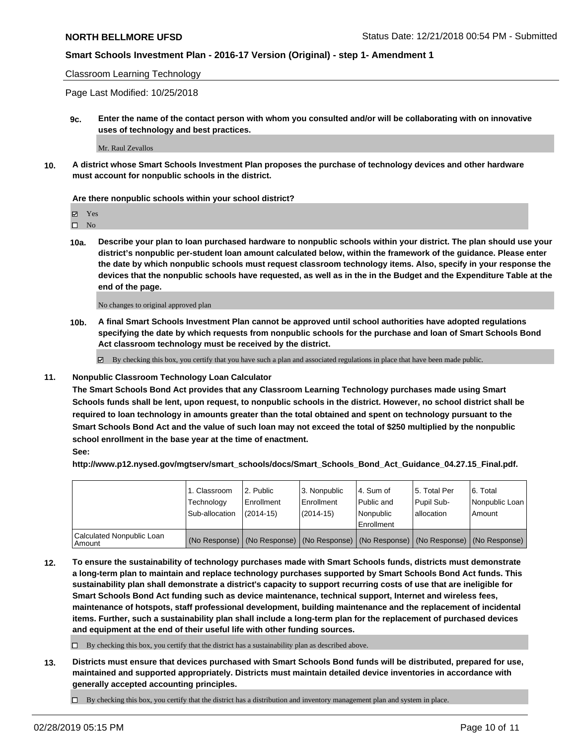Classroom Learning Technology

Page Last Modified: 10/25/2018

**9c. Enter the name of the contact person with whom you consulted and/or will be collaborating with on innovative uses of technology and best practices.**

Mr. Raul Zevallos

**10. A district whose Smart Schools Investment Plan proposes the purchase of technology devices and other hardware must account for nonpublic schools in the district.**

**Are there nonpublic schools within your school district?**

- ☑ Yes
- ☐ No

**10a. Describe your plan to loan purchased hardware to nonpublic schools within your district. The plan should use your district's nonpublic per-student loan amount calculated below, within the framework of the guidance. Please enter the date by which nonpublic schools must request classroom technology items. Also, specify in your response the devices that the nonpublic schools have requested, as well as in the in the Budget and the Expenditure Table at the end of the page.**

No changes to original approved plan

**10b. A final Smart Schools Investment Plan cannot be approved until school authorities have adopted regulations specifying the date by which requests from nonpublic schools for the purchase and loan of Smart Schools Bond Act classroom technology must be received by the district.**

☑ By checking this box, you certify that you have such a plan and associated regulations in place that have been made public.

**11. Nonpublic Classroom Technology Loan Calculator**

**The Smart Schools Bond Act provides that any Classroom Learning Technology purchases made using Smart Schools funds shall be lent, upon request, to nonpublic schools in the district. However, no school district shall be required to loan technology in amounts greater than the total obtained and spent on technology pursuant to the Smart Schools Bond Act and the value of such loan may not exceed the total of $250 multiplied by the nonpublic school enrollment in the base year at the time of enactment.**

**See:**

**http://www.p12.nysed.gov/mgtserv/smart_schools/docs/Smart_Schools_Bond_Act_Guidance_04.27.15_Final.pdf.**

| | 1. Classroom Technology Sub-allocation | 2. Public Enrollment (2014-15) | 3. Nonpublic Enrollment (2014-15) | 4. Sum of Public and Nonpublic Enrollment | 5. Total Per Pupil Sub-allocation | 6. Total Nonpublic Loan Amount |
|---|---|---|---|---|---|---|
| Calculated Nonpublic Loan Amount | (No Response) | (No Response) | (No Response) | (No Response) | (No Response) | (No Response) |

**12. To ensure the sustainability of technology purchases made with Smart Schools funds, districts must demonstrate a long-term plan to maintain and replace technology purchases supported by Smart Schools Bond Act funds. This sustainability plan shall demonstrate a district's capacity to support recurring costs of use that are ineligible for Smart Schools Bond Act funding such as device maintenance, technical support, Internet and wireless fees, maintenance of hotspots, staff professional development, building maintenance and the replacement of incidental items. Further, such a sustainability plan shall include a long-term plan for the replacement of purchased devices and equipment at the end of their useful life with other funding sources.**

☐ By checking this box, you certify that the district has a sustainability plan as described above.

**13. Districts must ensure that devices purchased with Smart Schools Bond funds will be distributed, prepared for use, maintained and supported appropriately. Districts must maintain detailed device inventories in accordance with generally accepted accounting principles.**

☐ By checking this box, you certify that the district has a distribution and inventory management plan and system in place.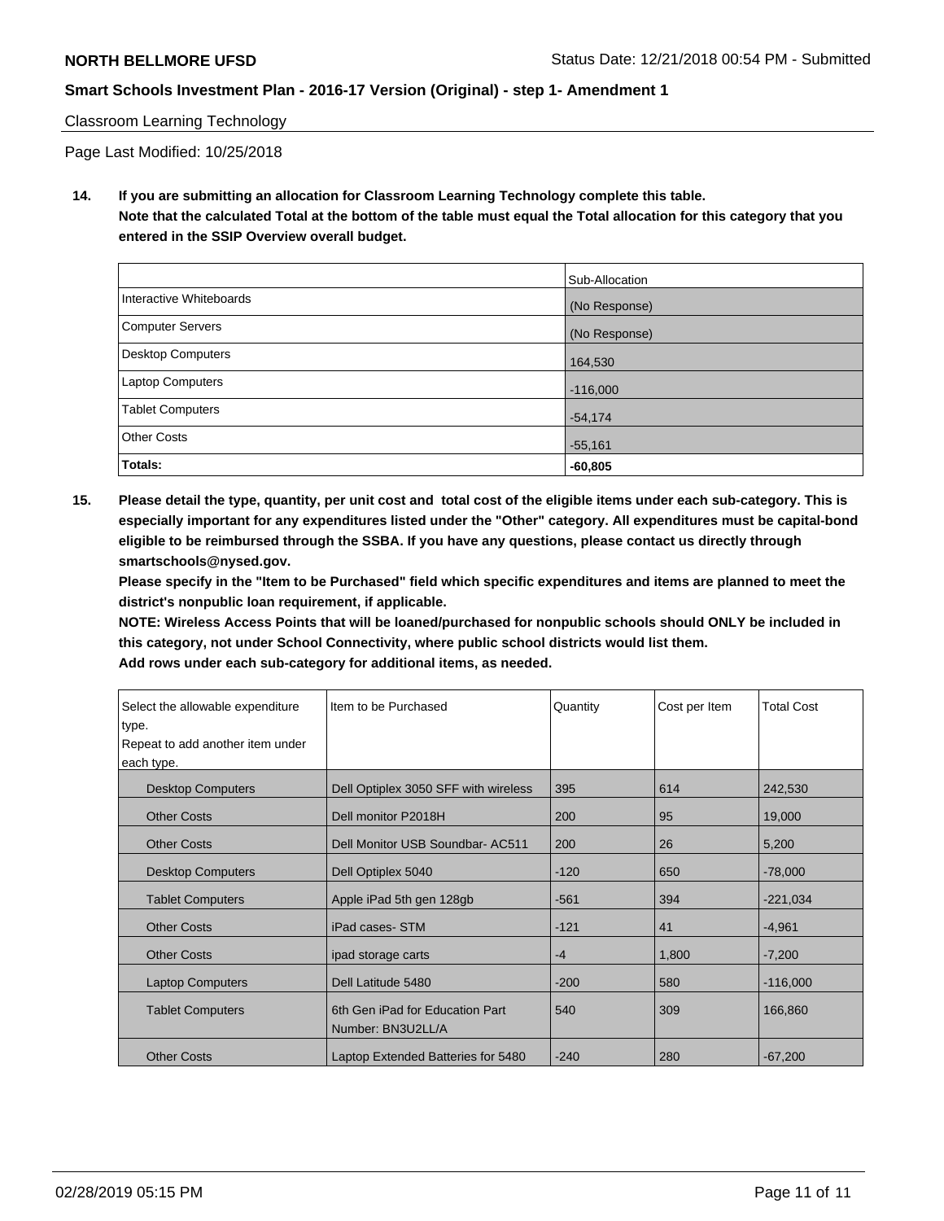Classroom Learning Technology

Page Last Modified: 10/25/2018

**14. If you are submitting an allocation for Classroom Learning Technology complete this table. Note that the calculated Total at the bottom of the table must equal the Total allocation for this category that you entered in the SSIP Overview overall budget.**

| | Sub-Allocation |
|---|---|
| Interactive Whiteboards | (No Response) |
| Computer Servers | (No Response) |
| Desktop Computers | 164,530 |
| Laptop Computers | -116,000 |
| Tablet Computers | -54,174 |
| Other Costs | -55,161 |
| **Totals:** | **-60,805** |

**15. Please detail the type, quantity, per unit cost and total cost of the eligible items under each sub-category. This is especially important for any expenditures listed under the "Other" category. All expenditures must be capital-bond eligible to be reimbursed through the SSBA. If you have any questions, please contact us directly through smartschools@nysed.gov.**

**Please specify in the "Item to be Purchased" field which specific expenditures and items are planned to meet the district's nonpublic loan requirement, if applicable.**

**NOTE: Wireless Access Points that will be loaned/purchased for nonpublic schools should ONLY be included in this category, not under School Connectivity, where public school districts would list them.**

**Add rows under each sub-category for additional items, as needed.**

| Select the allowable expenditure type. Repeat to add another item under each type. | Item to be Purchased | Quantity | Cost per Item | Total Cost |
|---|---|---|---|---|
| Desktop Computers | Dell Optiplex 3050 SFF with wireless | 395 | 614 | 242,530 |
| Other Costs | Dell monitor P2018H | 200 | 95 | 19,000 |
| Other Costs | Dell Monitor USB Soundbar- AC511 | 200 | 26 | 5,200 |
| Desktop Computers | Dell Optiplex 5040 | -120 | 650 | -78,000 |
| Tablet Computers | Apple iPad 5th gen 128gb | -561 | 394 | -221,034 |
| Other Costs | iPad cases- STM | -121 | 41 | -4,961 |
| Other Costs | ipad storage carts | -4 | 1,800 | -7,200 |
| Laptop Computers | Dell Latitude 5480 | -200 | 580 | -116,000 |
| Tablet Computers | 6th Gen iPad for Education Part Number: BN3U2LL/A | 540 | 309 | 166,860 |
| Other Costs | Laptop Extended Batteries for 5480 | -240 | 280 | -67,200 |